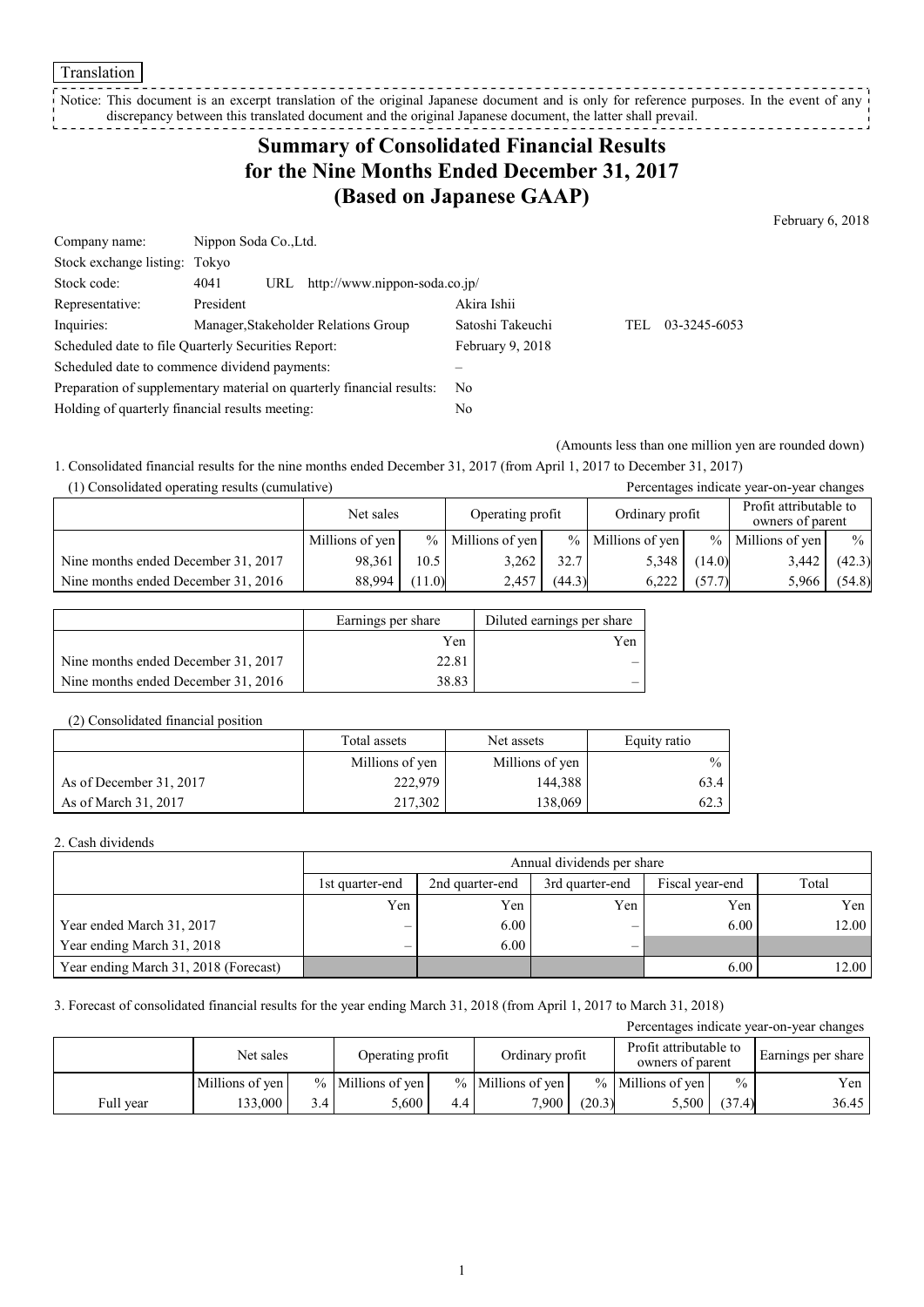Translation

Notice: This document is an excerpt translation of the original Japanese document and is only for reference purposes. In the event of any discrepancy between this translated document and the original Japanese document, the latter shall prevail.

# Summary of Consolidated Financial Results for the Nine Months Ended December 31, 2017 (Based on Japanese GAAP)

February 6, 2018

| | | | |
|---|---|---|---|
| Company name: | Nippon Soda Co.,Ltd. | | |
| Stock exchange listing: | Tokyo | | |
| Stock code: | 4041 URL http://www.nippon-soda.co.jp/ | | |
| Representative: | President | Akira Ishii | |
| Inquiries: | Manager,Stakeholder Relations Group | Satoshi Takeuchi | TEL 03-3245-6053 |
| Scheduled date to file Quarterly Securities Report: | | February 9, 2018 | |
| Scheduled date to commence dividend payments: | | – | |
| Preparation of supplementary material on quarterly financial results: | | No | |
| Holding of quarterly financial results meeting: | | No | |

(Amounts less than one million yen are rounded down)

1. Consolidated financial results for the nine months ended December 31, 2017 (from April 1, 2017 to December 31, 2017)

(1) Consolidated operating results (cumulative)

Percentages indicate year-on-year changes

| | Net sales | | Operating profit | | Ordinary profit | | Profit attributable to owners of parent | |
|---|---|---|---|---|---|---|---|---|
| | Millions of yen | % | Millions of yen | % | Millions of yen | % | Millions of yen | % |
| Nine months ended December 31, 2017 | 98,361 | 10.5 | 3,262 | 32.7 | 5,348 | (14.0) | 3,442 | (42.3) |
| Nine months ended December 31, 2016 | 88,994 | (11.0) | 2,457 | (44.3) | 6,222 | (57.7) | 5,966 | (54.8) |

| | Earnings per share | Diluted earnings per share |
|---|---|---|
| | Yen | Yen |
| Nine months ended December 31, 2017 | 22.81 | – |
| Nine months ended December 31, 2016 | 38.83 | – |

(2) Consolidated financial position

| | Total assets | Net assets | Equity ratio |
|---|---|---|---|
| | Millions of yen | Millions of yen | % |
| As of December 31, 2017 | 222,979 | 144,388 | 63.4 |
| As of March 31, 2017 | 217,302 | 138,069 | 62.3 |

2. Cash dividends

| | Annual dividends per share | | | | |
|---|---|---|---|---|---|
| | 1st quarter-end | 2nd quarter-end | 3rd quarter-end | Fiscal year-end | Total |
| | Yen | Yen | Yen | Yen | Yen |
| Year ended March 31, 2017 | – | 6.00 | – | 6.00 | 12.00 |
| Year ending March 31, 2018 | – | 6.00 | – | | |
| Year ending March 31, 2018 (Forecast) | | | | 6.00 | 12.00 |

3. Forecast of consolidated financial results for the year ending March 31, 2018 (from April 1, 2017 to March 31, 2018)

Percentages indicate year-on-year changes

| | Net sales | | Operating profit | | Ordinary profit | | Profit attributable to owners of parent | | Earnings per share |
|---|---|---|---|---|---|---|---|---|---|
| | Millions of yen | % | Millions of yen | % | Millions of yen | % | Millions of yen | % | Yen |
| Full year | 133,000 | 3.4 | 5,600 | 4.4 | 7,900 | (20.3) | 5,500 | (37.4) | 36.45 |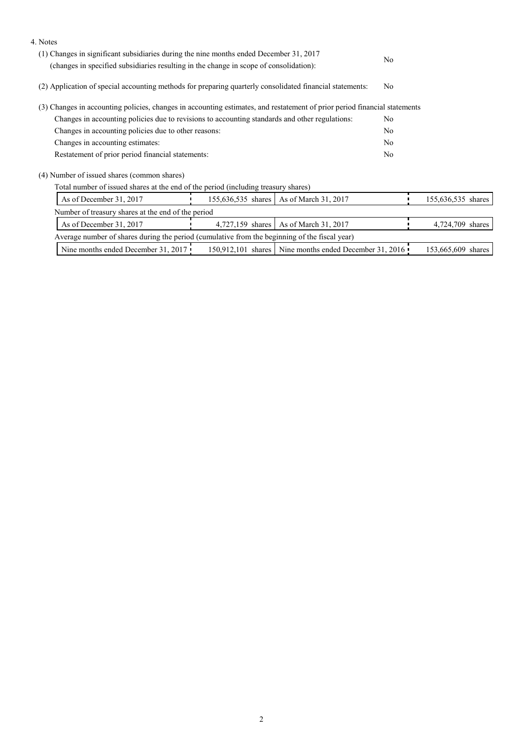4. Notes

(1) Changes in significant subsidiaries during the nine months ended December 31, 2017 (changes in specified subsidiaries resulting in the change in scope of consolidation): No

(2) Application of special accounting methods for preparing quarterly consolidated financial statements: No

(3) Changes in accounting policies, changes in accounting estimates, and restatement of prior period financial statements

| | |
|---|---|
| Changes in accounting policies due to revisions to accounting standards and other regulations: | No |
| Changes in accounting policies due to other reasons: | No |
| Changes in accounting estimates: | No |
| Restatement of prior period financial statements: | No |

(4) Number of issued shares (common shares)

Total number of issued shares at the end of the period (including treasury shares)

| | | | |
|---|---|---|---|
| As of December 31, 2017 | 155,636,535 shares | As of March 31, 2017 | 155,636,535 shares |

Number of treasury shares at the end of the period

| | | | |
|---|---|---|---|
| As of December 31, 2017 | 4,727,159 shares | As of March 31, 2017 | 4,724,709 shares |

Average number of shares during the period (cumulative from the beginning of the fiscal year)

| | | | |
|---|---|---|---|
| Nine months ended December 31, 2017 | 150,912,101 shares | Nine months ended December 31, 2016 | 153,665,609 shares |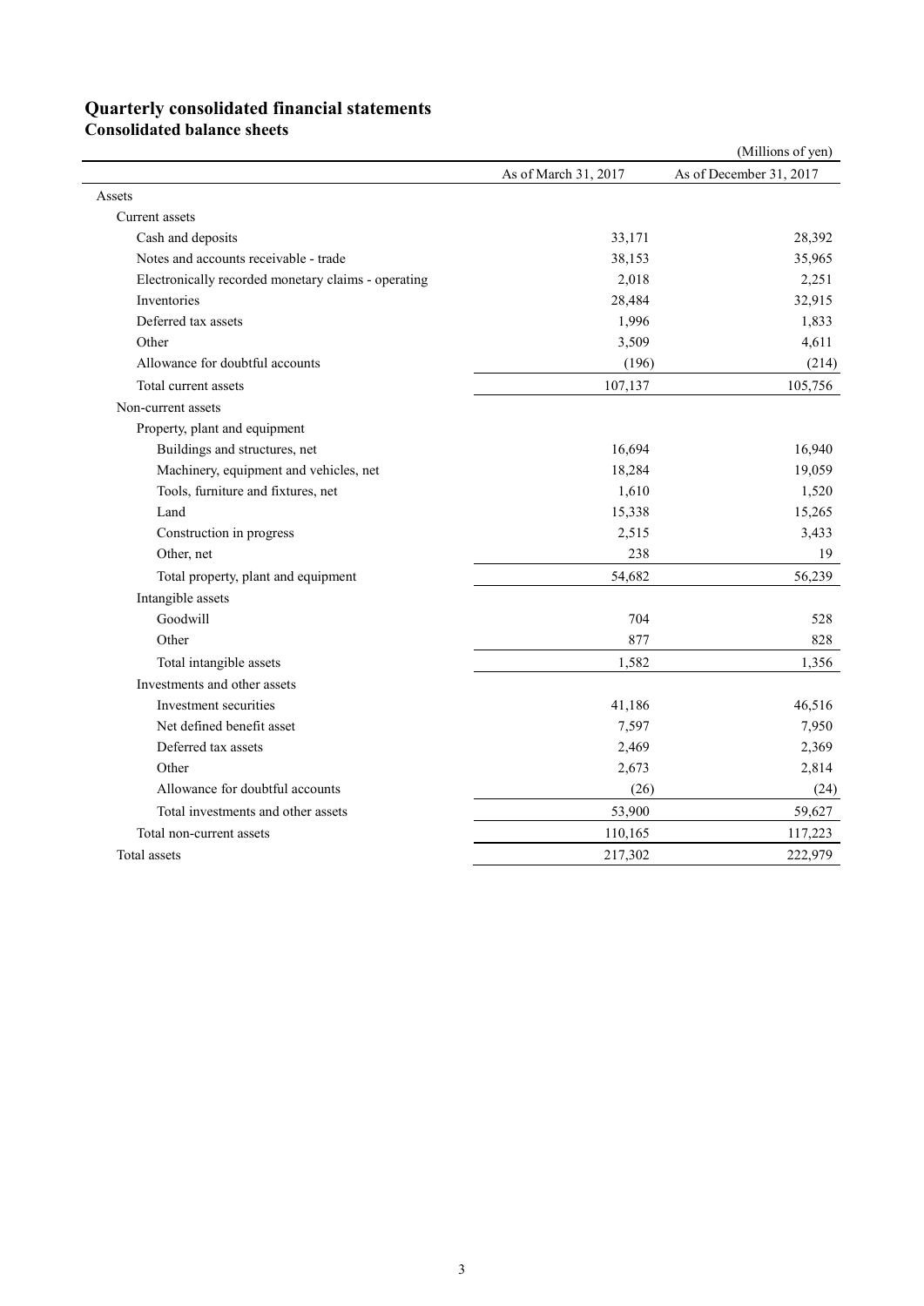# Quarterly consolidated financial statements

## Consolidated balance sheets

(Millions of yen)

| | As of March 31, 2017 | As of December 31, 2017 |
|---|---|---|
| Assets | | |
| Current assets | | |
| Cash and deposits | 33,171 | 28,392 |
| Notes and accounts receivable - trade | 38,153 | 35,965 |
| Electronically recorded monetary claims - operating | 2,018 | 2,251 |
| Inventories | 28,484 | 32,915 |
| Deferred tax assets | 1,996 | 1,833 |
| Other | 3,509 | 4,611 |
| Allowance for doubtful accounts | (196) | (214) |
| Total current assets | 107,137 | 105,756 |
| Non-current assets | | |
| Property, plant and equipment | | |
| Buildings and structures, net | 16,694 | 16,940 |
| Machinery, equipment and vehicles, net | 18,284 | 19,059 |
| Tools, furniture and fixtures, net | 1,610 | 1,520 |
| Land | 15,338 | 15,265 |
| Construction in progress | 2,515 | 3,433 |
| Other, net | 238 | 19 |
| Total property, plant and equipment | 54,682 | 56,239 |
| Intangible assets | | |
| Goodwill | 704 | 528 |
| Other | 877 | 828 |
| Total intangible assets | 1,582 | 1,356 |
| Investments and other assets | | |
| Investment securities | 41,186 | 46,516 |
| Net defined benefit asset | 7,597 | 7,950 |
| Deferred tax assets | 2,469 | 2,369 |
| Other | 2,673 | 2,814 |
| Allowance for doubtful accounts | (26) | (24) |
| Total investments and other assets | 53,900 | 59,627 |
| Total non-current assets | 110,165 | 117,223 |
| Total assets | 217,302 | 222,979 |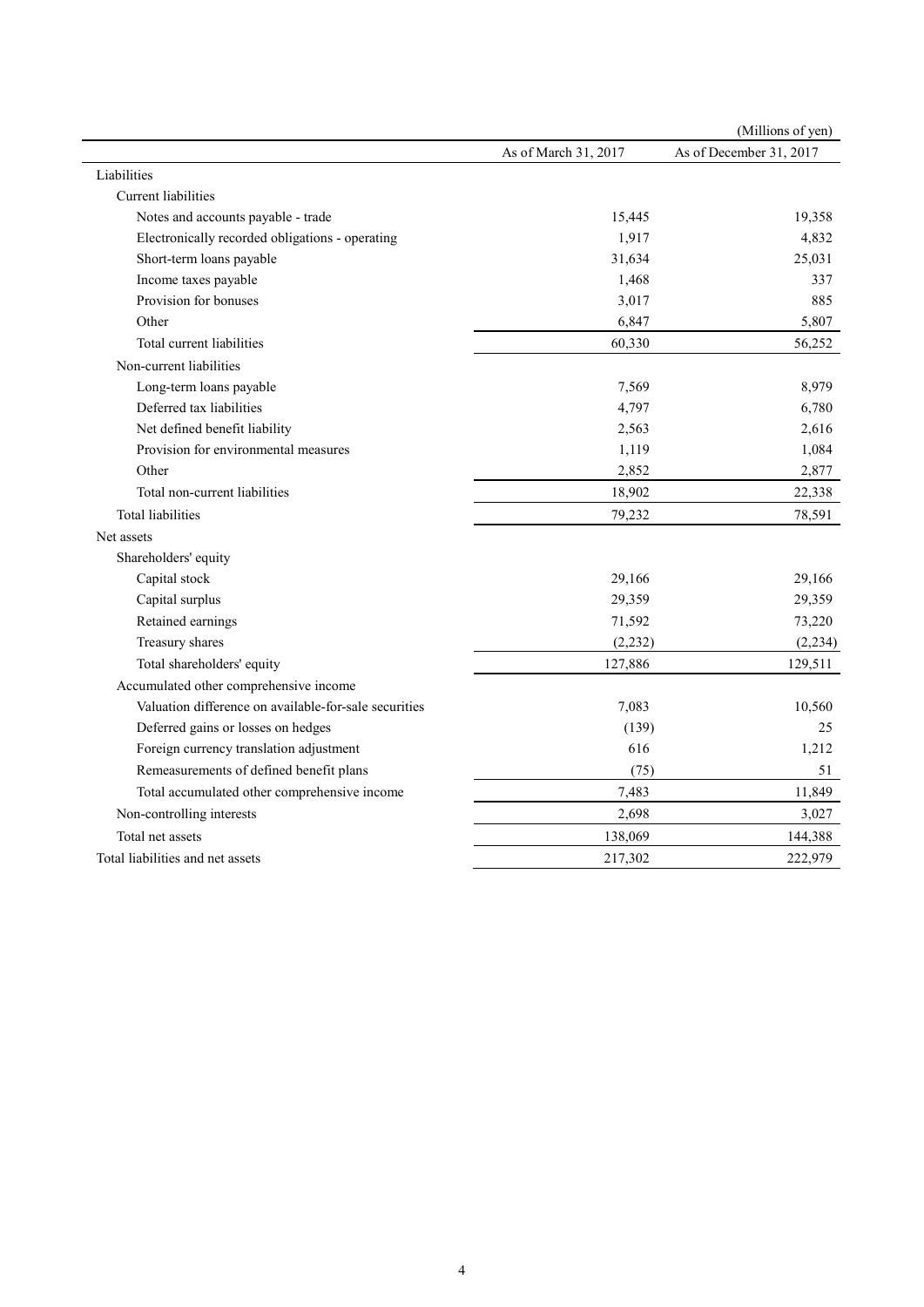(Millions of yen)

| | As of March 31, 2017 | As of December 31, 2017 |
|---|---|---|
| Liabilities | | |
| Current liabilities | | |
| Notes and accounts payable - trade | 15,445 | 19,358 |
| Electronically recorded obligations - operating | 1,917 | 4,832 |
| Short-term loans payable | 31,634 | 25,031 |
| Income taxes payable | 1,468 | 337 |
| Provision for bonuses | 3,017 | 885 |
| Other | 6,847 | 5,807 |
| Total current liabilities | 60,330 | 56,252 |
| Non-current liabilities | | |
| Long-term loans payable | 7,569 | 8,979 |
| Deferred tax liabilities | 4,797 | 6,780 |
| Net defined benefit liability | 2,563 | 2,616 |
| Provision for environmental measures | 1,119 | 1,084 |
| Other | 2,852 | 2,877 |
| Total non-current liabilities | 18,902 | 22,338 |
| Total liabilities | 79,232 | 78,591 |
| Net assets | | |
| Shareholders' equity | | |
| Capital stock | 29,166 | 29,166 |
| Capital surplus | 29,359 | 29,359 |
| Retained earnings | 71,592 | 73,220 |
| Treasury shares | (2,232) | (2,234) |
| Total shareholders' equity | 127,886 | 129,511 |
| Accumulated other comprehensive income | | |
| Valuation difference on available-for-sale securities | 7,083 | 10,560 |
| Deferred gains or losses on hedges | (139) | 25 |
| Foreign currency translation adjustment | 616 | 1,212 |
| Remeasurements of defined benefit plans | (75) | 51 |
| Total accumulated other comprehensive income | 7,483 | 11,849 |
| Non-controlling interests | 2,698 | 3,027 |
| Total net assets | 138,069 | 144,388 |
| Total liabilities and net assets | 217,302 | 222,979 |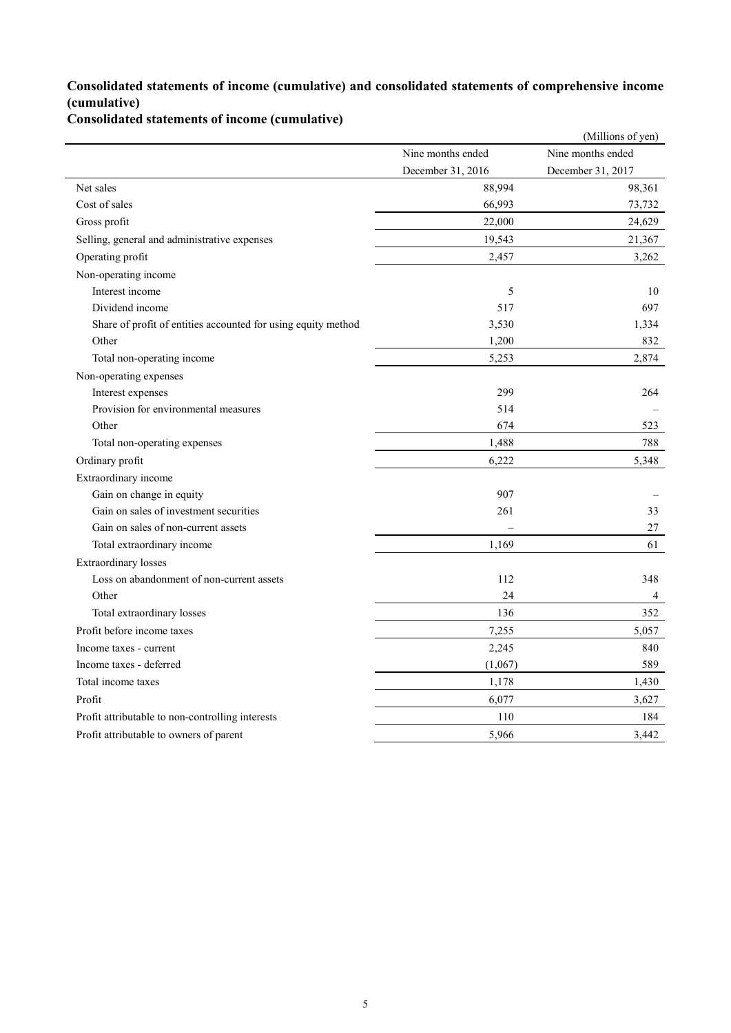## Consolidated statements of income (cumulative) and consolidated statements of comprehensive income (cumulative)

### Consolidated statements of income (cumulative)

(Millions of yen)

| | Nine months ended December 31, 2016 | Nine months ended December 31, 2017 |
|---|---|---|
| Net sales | 88,994 | 98,361 |
| Cost of sales | 66,993 | 73,732 |
| Gross profit | 22,000 | 24,629 |
| Selling, general and administrative expenses | 19,543 | 21,367 |
| Operating profit | 2,457 | 3,262 |
| Non-operating income | | |
| Interest income | 5 | 10 |
| Dividend income | 517 | 697 |
| Share of profit of entities accounted for using equity method | 3,530 | 1,334 |
| Other | 1,200 | 832 |
| Total non-operating income | 5,253 | 2,874 |
| Non-operating expenses | | |
| Interest expenses | 299 | 264 |
| Provision for environmental measures | 514 | – |
| Other | 674 | 523 |
| Total non-operating expenses | 1,488 | 788 |
| Ordinary profit | 6,222 | 5,348 |
| Extraordinary income | | |
| Gain on change in equity | 907 | – |
| Gain on sales of investment securities | 261 | 33 |
| Gain on sales of non-current assets | – | 27 |
| Total extraordinary income | 1,169 | 61 |
| Extraordinary losses | | |
| Loss on abandonment of non-current assets | 112 | 348 |
| Other | 24 | 4 |
| Total extraordinary losses | 136 | 352 |
| Profit before income taxes | 7,255 | 5,057 |
| Income taxes - current | 2,245 | 840 |
| Income taxes - deferred | (1,067) | 589 |
| Total income taxes | 1,178 | 1,430 |
| Profit | 6,077 | 3,627 |
| Profit attributable to non-controlling interests | 110 | 184 |
| Profit attributable to owners of parent | 5,966 | 3,442 |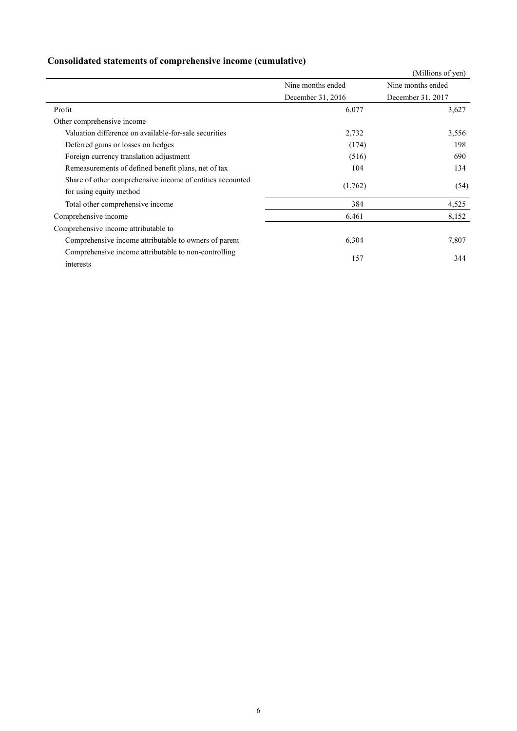## Consolidated statements of comprehensive income (cumulative)

(Millions of yen)

| | Nine months ended December 31, 2016 | Nine months ended December 31, 2017 |
|---|---|---|
| Profit | 6,077 | 3,627 |
| Other comprehensive income | | |
| Valuation difference on available-for-sale securities | 2,732 | 3,556 |
| Deferred gains or losses on hedges | (174) | 198 |
| Foreign currency translation adjustment | (516) | 690 |
| Remeasurements of defined benefit plans, net of tax | 104 | 134 |
| Share of other comprehensive income of entities accounted for using equity method | (1,762) | (54) |
| Total other comprehensive income | 384 | 4,525 |
| Comprehensive income | 6,461 | 8,152 |
| Comprehensive income attributable to | | |
| Comprehensive income attributable to owners of parent | 6,304 | 7,807 |
| Comprehensive income attributable to non-controlling interests | 157 | 344 |